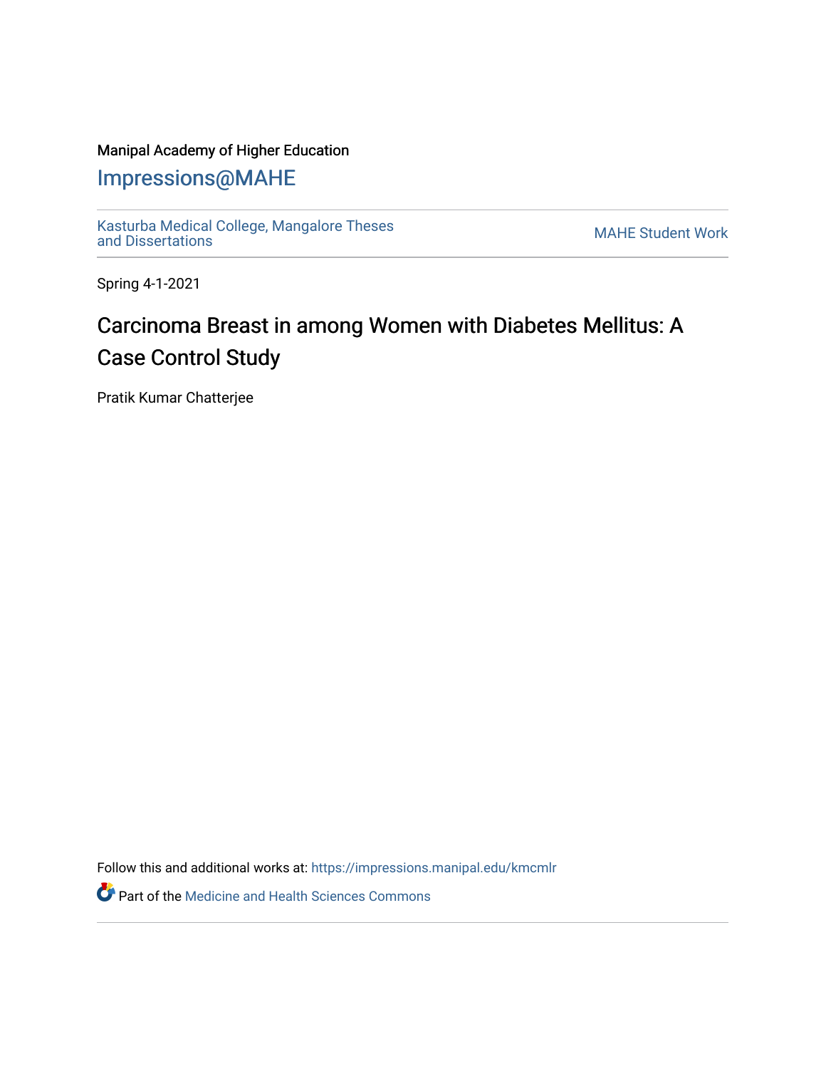Manipal Academy of Higher Education

# Impressions@MAHE

Kasturba Medical College, Mangalore Theses and Dissertations

MAHE Student Work

Spring 4-1-2021

# Carcinoma Breast in among Women with Diabetes Mellitus: A Case Control Study

Pratik Kumar Chatterjee

Follow this and additional works at: https://impressions.manipal.edu/kmcmlr

Part of the Medicine and Health Sciences Commons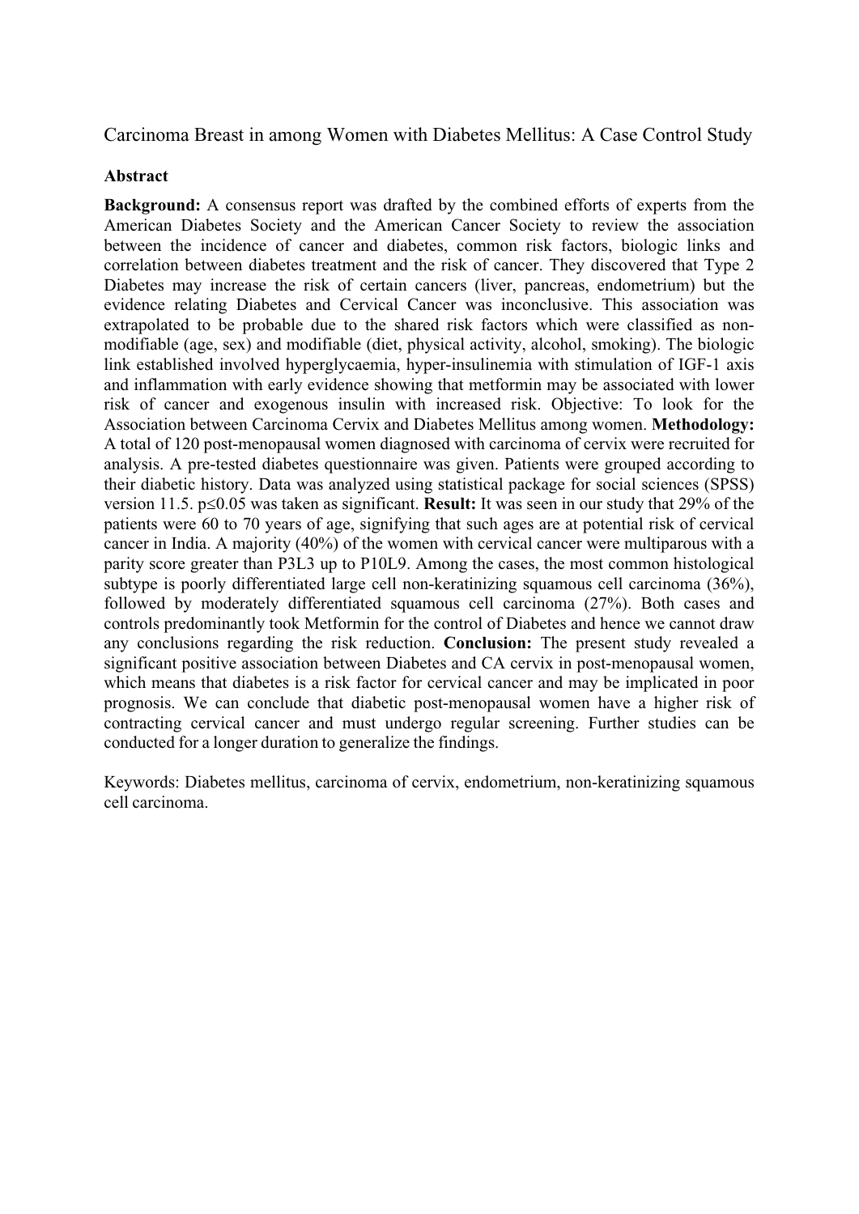# Carcinoma Breast in among Women with Diabetes Mellitus: A Case Control Study

## Abstract

**Background:** A consensus report was drafted by the combined efforts of experts from the American Diabetes Society and the American Cancer Society to review the association between the incidence of cancer and diabetes, common risk factors, biologic links and correlation between diabetes treatment and the risk of cancer. They discovered that Type 2 Diabetes may increase the risk of certain cancers (liver, pancreas, endometrium) but the evidence relating Diabetes and Cervical Cancer was inconclusive. This association was extrapolated to be probable due to the shared risk factors which were classified as non-modifiable (age, sex) and modifiable (diet, physical activity, alcohol, smoking). The biologic link established involved hyperglycaemia, hyper-insulinemia with stimulation of IGF-1 axis and inflammation with early evidence showing that metformin may be associated with lower risk of cancer and exogenous insulin with increased risk. Objective: To look for the Association between Carcinoma Cervix and Diabetes Mellitus among women. **Methodology:** A total of 120 post-menopausal women diagnosed with carcinoma of cervix were recruited for analysis. A pre-tested diabetes questionnaire was given. Patients were grouped according to their diabetic history. Data was analyzed using statistical package for social sciences (SPSS) version 11.5. $p \leq 0.05$ was taken as significant. **Result:** It was seen in our study that 29% of the patients were 60 to 70 years of age, signifying that such ages are at potential risk of cervical cancer in India. A majority (40%) of the women with cervical cancer were multiparous with a parity score greater than P3L3 up to P10L9. Among the cases, the most common histological subtype is poorly differentiated large cell non-keratinizing squamous cell carcinoma (36%), followed by moderately differentiated squamous cell carcinoma (27%). Both cases and controls predominantly took Metformin for the control of Diabetes and hence we cannot draw any conclusions regarding the risk reduction. **Conclusion:** The present study revealed a significant positive association between Diabetes and CA cervix in post-menopausal women, which means that diabetes is a risk factor for cervical cancer and may be implicated in poor prognosis. We can conclude that diabetic post-menopausal women have a higher risk of contracting cervical cancer and must undergo regular screening. Further studies can be conducted for a longer duration to generalize the findings.

Keywords: Diabetes mellitus, carcinoma of cervix, endometrium, non-keratinizing squamous cell carcinoma.